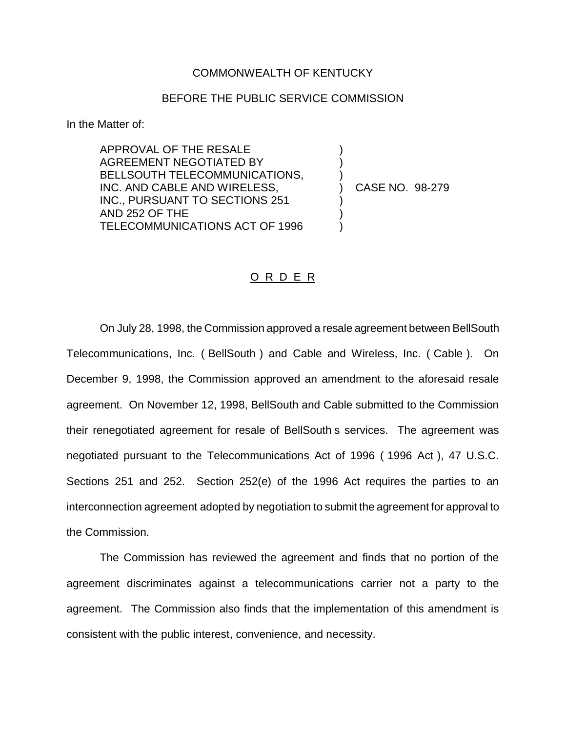COMMONWEALTH OF KENTUCKY

BEFORE THE PUBLIC SERVICE COMMISSION

In the Matter of:

APPROVAL OF THE RESALE AGREEMENT NEGOTIATED BY BELLSOUTH TELECOMMUNICATIONS, INC. AND CABLE AND WIRELESS, INC., PURSUANT TO SECTIONS 251 AND 252 OF THE TELECOMMUNICATIONS ACT OF 1996 ) CASE NO. 98-279

## O R D E R

On July 28, 1998, the Commission approved a resale agreement between BellSouth Telecommunications, Inc. ( BellSouth ) and Cable and Wireless, Inc. ( Cable ). On December 9, 1998, the Commission approved an amendment to the aforesaid resale agreement. On November 12, 1998, BellSouth and Cable submitted to the Commission their renegotiated agreement for resale of BellSouth s services. The agreement was negotiated pursuant to the Telecommunications Act of 1996 ( 1996 Act ), 47 U.S.C. Sections 251 and 252. Section 252(e) of the 1996 Act requires the parties to an interconnection agreement adopted by negotiation to submit the agreement for approval to the Commission.

The Commission has reviewed the agreement and finds that no portion of the agreement discriminates against a telecommunications carrier not a party to the agreement. The Commission also finds that the implementation of this amendment is consistent with the public interest, convenience, and necessity.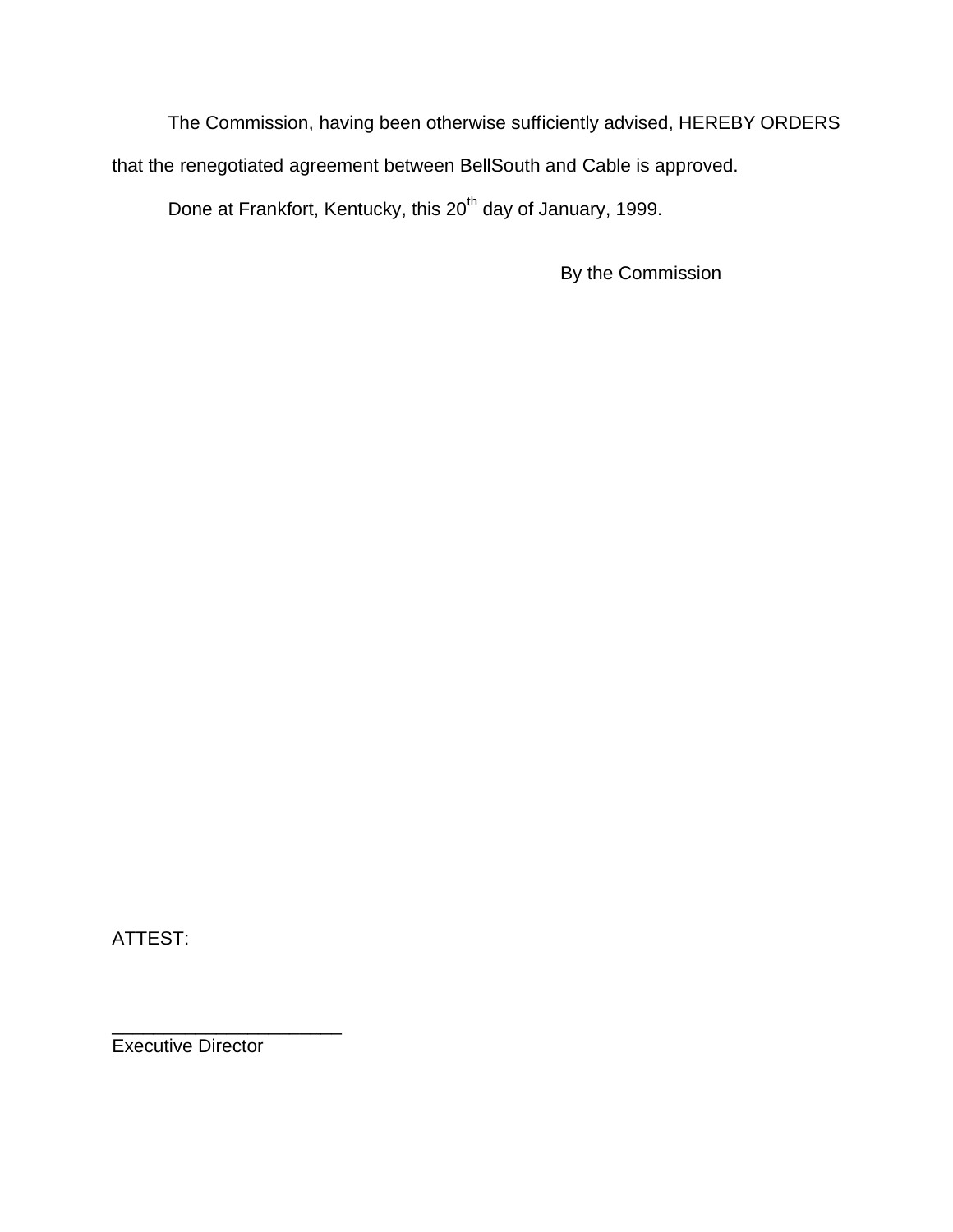The Commission, having been otherwise sufficiently advised, HEREBY ORDERS that the renegotiated agreement between BellSouth and Cable is approved.

Done at Frankfort, Kentucky, this 20th day of January, 1999.

By the Commission

ATTEST:

______________________
Executive Director